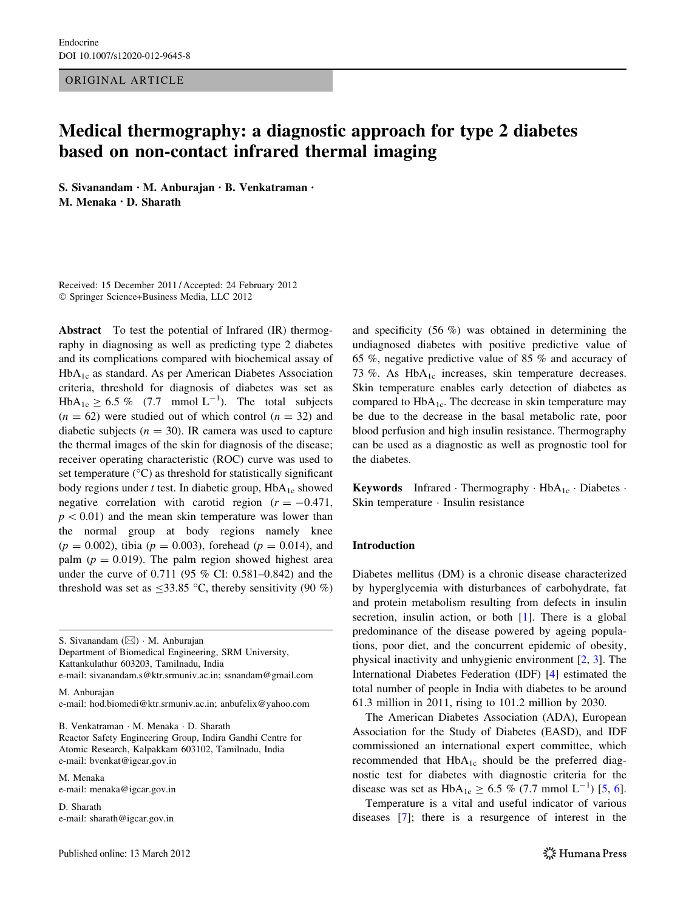Endocrine
DOI 10.1007/s12020-012-9645-8

ORIGINAL ARTICLE

# Medical thermography: a diagnostic approach for type 2 diabetes based on non-contact infrared thermal imaging

**S. Sivanandam · M. Anburajan · B. Venkatraman · M. Menaka · D. Sharath**

Received: 15 December 2011 / Accepted: 24 February 2012
© Springer Science+Business Media, LLC 2012

**Abstract** To test the potential of Infrared (IR) thermography in diagnosing as well as predicting type 2 diabetes and its complications compared with biochemical assay of $HbA_{1c}$ as standard. As per American Diabetes Association criteria, threshold for diagnosis of diabetes was set as $HbA_{1c} \geq 6.5$ % (7.7 mmol $L^{-1}$). The total subjects ($n = 62$) were studied out of which control ($n = 32$) and diabetic subjects ($n = 30$). IR camera was used to capture the thermal images of the skin for diagnosis of the disease; receiver operating characteristic (ROC) curve was used to set temperature (°C) as threshold for statistically significant body regions under $t$ test. In diabetic group, $HbA_{1c}$ showed negative correlation with carotid region ($r = -0.471$, $p < 0.01$) and the mean skin temperature was lower than the normal group at body regions namely knee ($p = 0.002$), tibia ($p = 0.003$), forehead ($p = 0.014$), and palm ($p = 0.019$). The palm region showed highest area under the curve of 0.711 (95 % CI: 0.581–0.842) and the threshold was set as ≤33.85 °C, thereby sensitivity (90 %) and specificity (56 %) was obtained in determining the undiagnosed diabetes with positive predictive value of 65 %, negative predictive value of 85 % and accuracy of 73 %. As $HbA_{1c}$ increases, skin temperature decreases. Skin temperature enables early detection of diabetes as compared to $HbA_{1c}$. The decrease in skin temperature may be due to the decrease in the basal metabolic rate, poor blood perfusion and high insulin resistance. Thermography can be used as a diagnostic as well as prognostic tool for the diabetes.

**Keywords** Infrared · Thermography · $HbA_{1c}$ · Diabetes · Skin temperature · Insulin resistance

S. Sivanandam (✉) · M. Anburajan
Department of Biomedical Engineering, SRM University, Kattankulathur 603203, Tamilnadu, India
e-mail: sivanandam.s@ktr.srmuniv.ac.in; ssnandam@gmail.com

M. Anburajan
e-mail: hod.biomedi@ktr.srmuniv.ac.in; anbufelix@yahoo.com

B. Venkatraman · M. Menaka · D. Sharath
Reactor Safety Engineering Group, Indira Gandhi Centre for Atomic Research, Kalpakkam 603102, Tamilnadu, India
e-mail: bvenkat@igcar.gov.in

M. Menaka
e-mail: menaka@igcar.gov.in

D. Sharath
e-mail: sharath@igcar.gov.in

## Introduction

Diabetes mellitus (DM) is a chronic disease characterized by hyperglycemia with disturbances of carbohydrate, fat and protein metabolism resulting from defects in insulin secretion, insulin action, or both [1]. There is a global predominance of the disease powered by ageing populations, poor diet, and the concurrent epidemic of obesity, physical inactivity and unhygienic environment [2, 3]. The International Diabetes Federation (IDF) [4] estimated the total number of people in India with diabetes to be around 61.3 million in 2011, rising to 101.2 million by 2030.

The American Diabetes Association (ADA), European Association for the Study of Diabetes (EASD), and IDF commissioned an international expert committee, which recommended that $HbA_{1c}$ should be the preferred diagnostic test for diabetes with diagnostic criteria for the disease was set as $HbA_{1c} \geq 6.5$ % (7.7 mmol $L^{-1}$) [5, 6].

Temperature is a vital and useful indicator of various diseases [7]; there is a resurgence of interest in the

Published online: 13 March 2012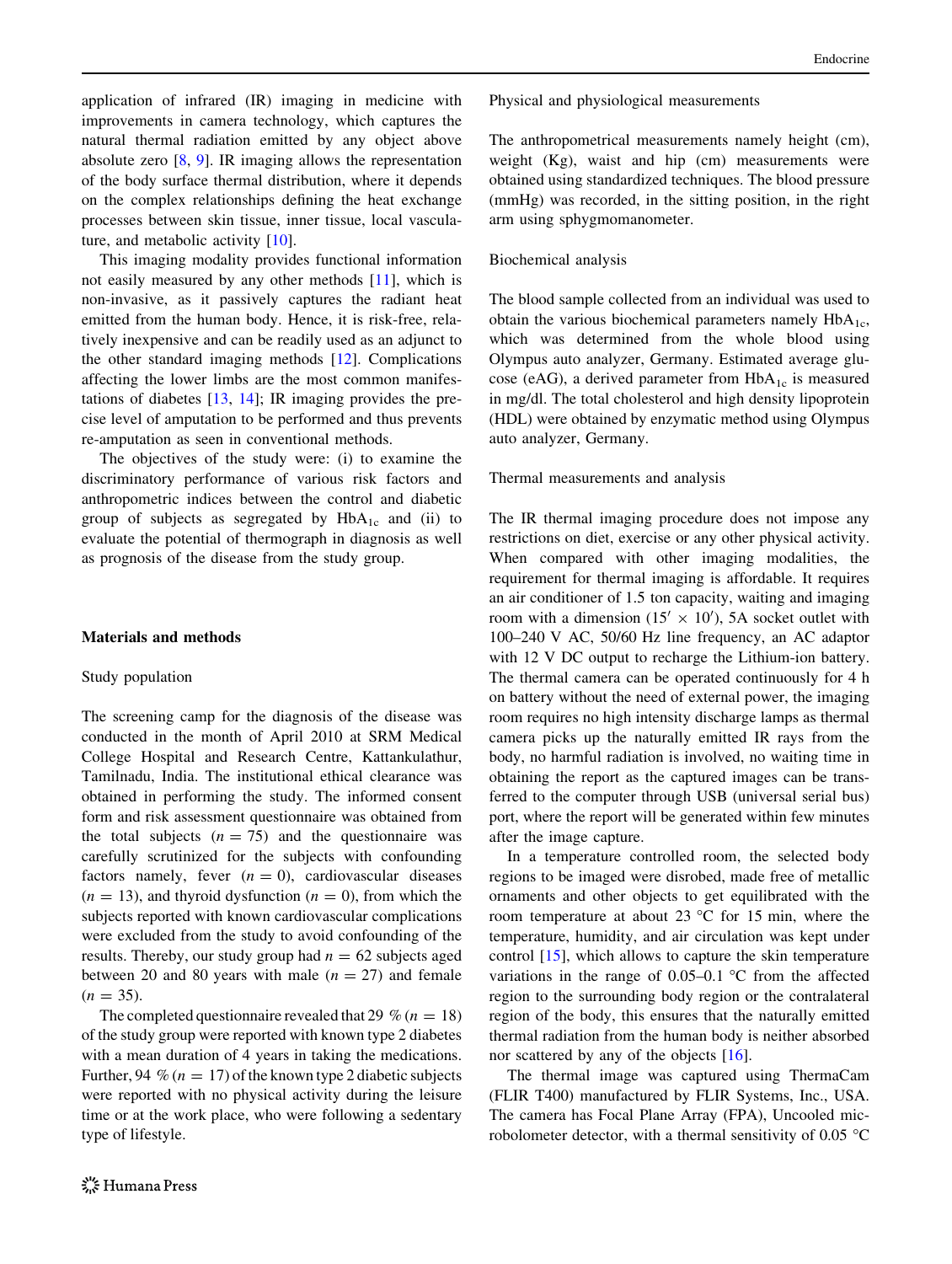application of infrared (IR) imaging in medicine with improvements in camera technology, which captures the natural thermal radiation emitted by any object above absolute zero [8, 9]. IR imaging allows the representation of the body surface thermal distribution, where it depends on the complex relationships defining the heat exchange processes between skin tissue, inner tissue, local vasculature, and metabolic activity [10].

This imaging modality provides functional information not easily measured by any other methods [11], which is non-invasive, as it passively captures the radiant heat emitted from the human body. Hence, it is risk-free, relatively inexpensive and can be readily used as an adjunct to the other standard imaging methods [12]. Complications affecting the lower limbs are the most common manifestations of diabetes [13, 14]; IR imaging provides the precise level of amputation to be performed and thus prevents re-amputation as seen in conventional methods.

The objectives of the study were: (i) to examine the discriminatory performance of various risk factors and anthropometric indices between the control and diabetic group of subjects as segregated by $HbA_{1c}$ and (ii) to evaluate the potential of thermograph in diagnosis as well as prognosis of the disease from the study group.

## Materials and methods

### Study population

The screening camp for the diagnosis of the disease was conducted in the month of April 2010 at SRM Medical College Hospital and Research Centre, Kattankulathur, Tamilnadu, India. The institutional ethical clearance was obtained in performing the study. The informed consent form and risk assessment questionnaire was obtained from the total subjects ($n = 75$) and the questionnaire was carefully scrutinized for the subjects with confounding factors namely, fever ($n = 0$), cardiovascular diseases ($n = 13$), and thyroid dysfunction ($n = 0$), from which the subjects reported with known cardiovascular complications were excluded from the study to avoid confounding of the results. Thereby, our study group had $n = 62$ subjects aged between 20 and 80 years with male ($n = 27$) and female ($n = 35$).

The completed questionnaire revealed that 29 % ($n = 18$) of the study group were reported with known type 2 diabetes with a mean duration of 4 years in taking the medications. Further, 94 % ($n = 17$) of the known type 2 diabetic subjects were reported with no physical activity during the leisure time or at the work place, who were following a sedentary type of lifestyle.

### Physical and physiological measurements

The anthropometrical measurements namely height (cm), weight (Kg), waist and hip (cm) measurements were obtained using standardized techniques. The blood pressure (mmHg) was recorded, in the sitting position, in the right arm using sphygmomanometer.

### Biochemical analysis

The blood sample collected from an individual was used to obtain the various biochemical parameters namely $HbA_{1c}$, which was determined from the whole blood using Olympus auto analyzer, Germany. Estimated average glucose (eAG), a derived parameter from $HbA_{1c}$ is measured in mg/dl. The total cholesterol and high density lipoprotein (HDL) were obtained by enzymatic method using Olympus auto analyzer, Germany.

### Thermal measurements and analysis

The IR thermal imaging procedure does not impose any restrictions on diet, exercise or any other physical activity. When compared with other imaging modalities, the requirement for thermal imaging is affordable. It requires an air conditioner of 1.5 ton capacity, waiting and imaging room with a dimension (15′ × 10′), 5A socket outlet with 100–240 V AC, 50/60 Hz line frequency, an AC adaptor with 12 V DC output to recharge the Lithium-ion battery. The thermal camera can be operated continuously for 4 h on battery without the need of external power, the imaging room requires no high intensity discharge lamps as thermal camera picks up the naturally emitted IR rays from the body, no harmful radiation is involved, no waiting time in obtaining the report as the captured images can be transferred to the computer through USB (universal serial bus) port, where the report will be generated within few minutes after the image capture.

In a temperature controlled room, the selected body regions to be imaged were disrobed, made free of metallic ornaments and other objects to get equilibrated with the room temperature at about 23 °C for 15 min, where the temperature, humidity, and air circulation was kept under control [15], which allows to capture the skin temperature variations in the range of 0.05–0.1 °C from the affected region to the surrounding body region or the contralateral region of the body, this ensures that the naturally emitted thermal radiation from the human body is neither absorbed nor scattered by any of the objects [16].

The thermal image was captured using ThermaCam (FLIR T400) manufactured by FLIR Systems, Inc., USA. The camera has Focal Plane Array (FPA), Uncooled microbolometer detector, with a thermal sensitivity of 0.05 °C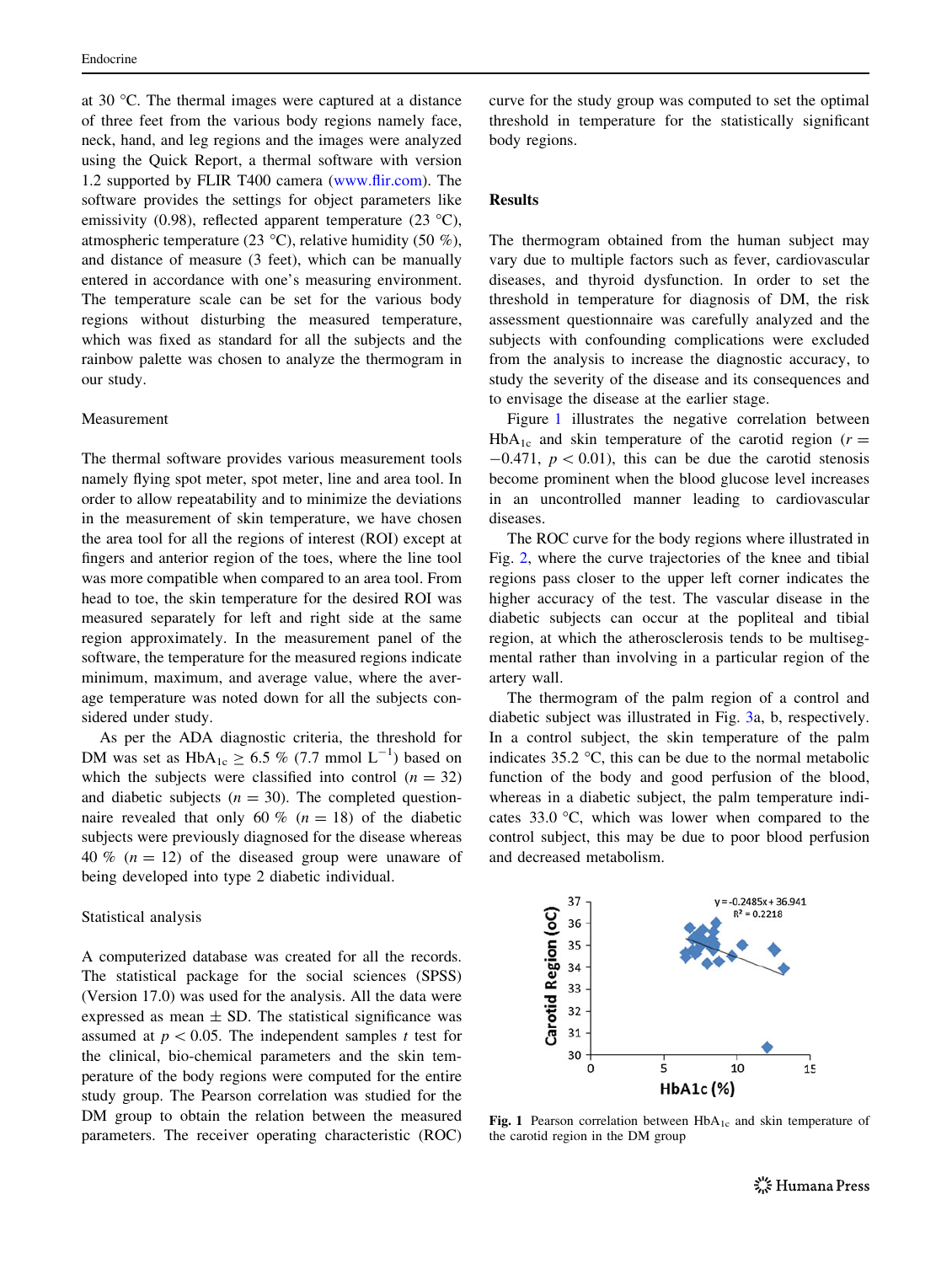at 30 °C. The thermal images were captured at a distance of three feet from the various body regions namely face, neck, hand, and leg regions and the images were analyzed using the Quick Report, a thermal software with version 1.2 supported by FLIR T400 camera (www.flir.com). The software provides the settings for object parameters like emissivity (0.98), reflected apparent temperature (23 °C), atmospheric temperature (23 °C), relative humidity (50 %), and distance of measure (3 feet), which can be manually entered in accordance with one's measuring environment. The temperature scale can be set for the various body regions without disturbing the measured temperature, which was fixed as standard for all the subjects and the rainbow palette was chosen to analyze the thermogram in our study.

### Measurement

The thermal software provides various measurement tools namely flying spot meter, spot meter, line and area tool. In order to allow repeatability and to minimize the deviations in the measurement of skin temperature, we have chosen the area tool for all the regions of interest (ROI) except at fingers and anterior region of the toes, where the line tool was more compatible when compared to an area tool. From head to toe, the skin temperature for the desired ROI was measured separately for left and right side at the same region approximately. In the measurement panel of the software, the temperature for the measured regions indicate minimum, maximum, and average value, where the average temperature was noted down for all the subjects considered under study.

As per the ADA diagnostic criteria, the threshold for DM was set as $HbA_{1c} \geq 6.5$ % (7.7 mmol $L^{-1}$) based on which the subjects were classified into control ($n = 32$) and diabetic subjects ($n = 30$). The completed questionnaire revealed that only 60 % ($n = 18$) of the diabetic subjects were previously diagnosed for the disease whereas 40 % ($n = 12$) of the diseased group were unaware of being developed into type 2 diabetic individual.

### Statistical analysis

A computerized database was created for all the records. The statistical package for the social sciences (SPSS) (Version 17.0) was used for the analysis. All the data were expressed as mean ± SD. The statistical significance was assumed at $p < 0.05$. The independent samples $t$ test for the clinical, bio-chemical parameters and the skin temperature of the body regions were computed for the entire study group. The Pearson correlation was studied for the DM group to obtain the relation between the measured parameters. The receiver operating characteristic (ROC) curve for the study group was computed to set the optimal threshold in temperature for the statistically significant body regions.

## Results

The thermogram obtained from the human subject may vary due to multiple factors such as fever, cardiovascular diseases, and thyroid dysfunction. In order to set the threshold in temperature for diagnosis of DM, the risk assessment questionnaire was carefully analyzed and the subjects with confounding complications were excluded from the analysis to increase the diagnostic accuracy, to study the severity of the disease and its consequences and to envisage the disease at the earlier stage.

Figure 1 illustrates the negative correlation between $HbA_{1c}$ and skin temperature of the carotid region ($r = -0.471$, $p < 0.01$), this can be due the carotid stenosis become prominent when the blood glucose level increases in an uncontrolled manner leading to cardiovascular diseases.

The ROC curve for the body regions where illustrated in Fig. 2, where the curve trajectories of the knee and tibial regions pass closer to the upper left corner indicates the higher accuracy of the test. The vascular disease in the diabetic subjects can occur at the popliteal and tibial region, at which the atherosclerosis tends to be multisegmental rather than involving in a particular region of the artery wall.

The thermogram of the palm region of a control and diabetic subject was illustrated in Fig. 3a, b, respectively. In a control subject, the skin temperature of the palm indicates 35.2 °C, this can be due to the normal metabolic function of the body and good perfusion of the blood, whereas in a diabetic subject, the palm temperature indicates 33.0 °C, which was lower when compared to the control subject, this may be due to poor blood perfusion and decreased metabolism.

**Fig. 1** Pearson correlation between $HbA_{1c}$ and skin temperature of the carotid region in the DM group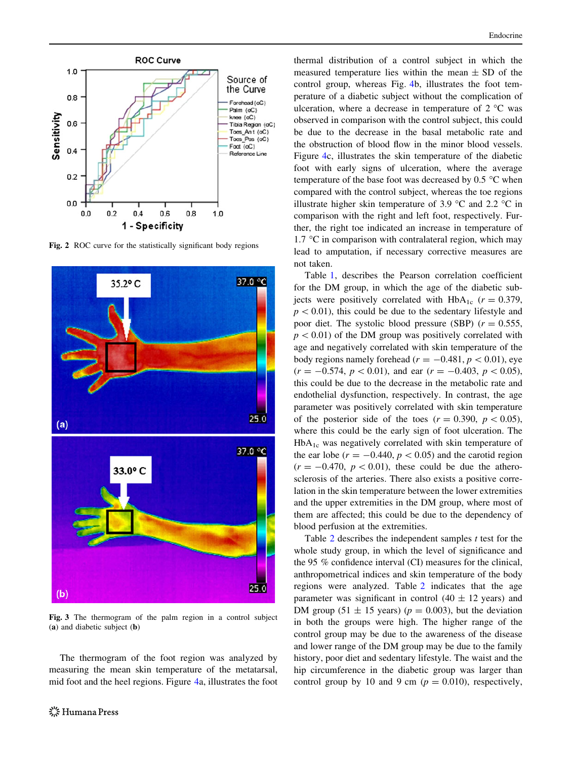Fig. 2 ROC curve for the statistically significant body regions

Fig. 3 The thermogram of the palm region in a control subject (**a**) and diabetic subject (**b**)

The thermogram of the foot region was analyzed by measuring the mean skin temperature of the metatarsal, mid foot and the heel regions. Figure 4a, illustrates the foot thermal distribution of a control subject in which the measured temperature lies within the mean ± SD of the control group, whereas Fig. 4b, illustrates the foot temperature of a diabetic subject without the complication of ulceration, where a decrease in temperature of 2 °C was observed in comparison with the control subject, this could be due to the decrease in the basal metabolic rate and the obstruction of blood flow in the minor blood vessels. Figure 4c, illustrates the skin temperature of the diabetic foot with early signs of ulceration, where the average temperature of the base foot was decreased by 0.5 °C when compared with the control subject, whereas the toe regions illustrate higher skin temperature of 3.9 °C and 2.2 °C in comparison with the right and left foot, respectively. Further, the right toe indicated an increase in temperature of 1.7 °C in comparison with contralateral region, which may lead to amputation, if necessary corrective measures are not taken.

Table 1, describes the Pearson correlation coefficient for the DM group, in which the age of the diabetic subjects were positively correlated with $HbA_{1c}$ ($r = 0.379$, $p < 0.01$), this could be due to the sedentary lifestyle and poor diet. The systolic blood pressure (SBP) ($r = 0.555$, $p < 0.01$) of the DM group was positively correlated with age and negatively correlated with skin temperature of the body regions namely forehead ($r = -0.481$, $p < 0.01$), eye ($r = -0.574$, $p < 0.01$), and ear ($r = -0.403$, $p < 0.05$), this could be due to the decrease in the metabolic rate and endothelial dysfunction, respectively. In contrast, the age parameter was positively correlated with skin temperature of the posterior side of the toes ($r = 0.390$, $p < 0.05$), where this could be the early sign of foot ulceration. The $HbA_{1c}$ was negatively correlated with skin temperature of the ear lobe ($r = -0.440$, $p < 0.05$) and the carotid region ($r = -0.470$, $p < 0.01$), these could be due the atherosclerosis of the arteries. There also exists a positive correlation in the skin temperature between the lower extremities and the upper extremities in the DM group, where most of them are affected; this could be due to the dependency of blood perfusion at the extremities.

Table 2 describes the independent samples *t* test for the whole study group, in which the level of significance and the 95 % confidence interval (CI) measures for the clinical, anthropometrical indices and skin temperature of the body regions were analyzed. Table 2 indicates that the age parameter was significant in control (40 ± 12 years) and DM group (51 ± 15 years) ($p = 0.003$), but the deviation in both the groups were high. The higher range of the control group may be due to the awareness of the disease and lower range of the DM group may be due to the family history, poor diet and sedentary lifestyle. The waist and the hip circumference in the diabetic group was larger than control group by 10 and 9 cm ($p = 0.010$), respectively,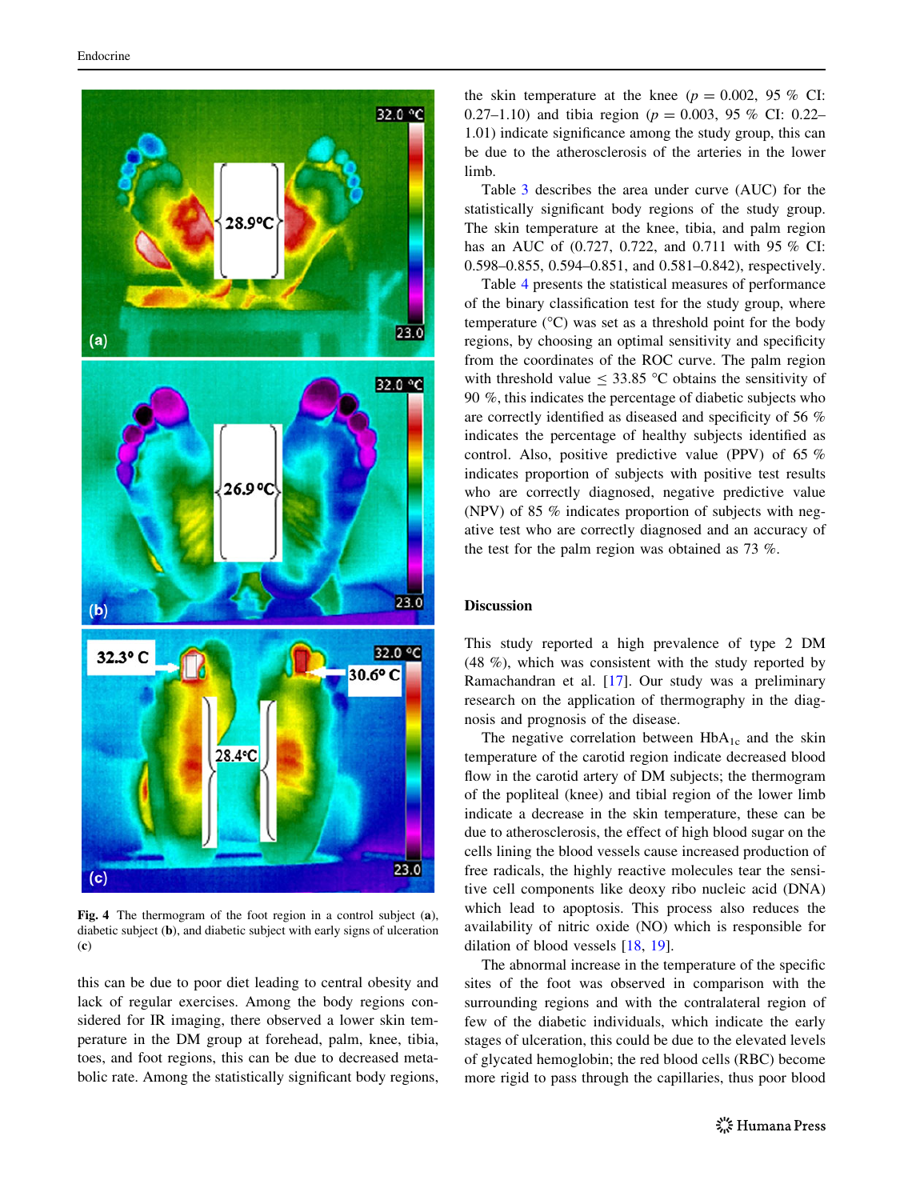Fig. 4 The thermogram of the foot region in a control subject (a), diabetic subject (b), and diabetic subject with early signs of ulceration (c)

this can be due to poor diet leading to central obesity and lack of regular exercises. Among the body regions considered for IR imaging, there observed a lower skin temperature in the DM group at forehead, palm, knee, tibia, toes, and foot regions, this can be due to decreased metabolic rate. Among the statistically significant body regions, the skin temperature at the knee ($p = 0.002$, 95 % CI: 0.27–1.10) and tibia region ($p = 0.003$, 95 % CI: 0.22–1.01) indicate significance among the study group, this can be due to the atherosclerosis of the arteries in the lower limb.

Table 3 describes the area under curve (AUC) for the statistically significant body regions of the study group. The skin temperature at the knee, tibia, and palm region has an AUC of (0.727, 0.722, and 0.711 with 95 % CI: 0.598–0.855, 0.594–0.851, and 0.581–0.842), respectively.

Table 4 presents the statistical measures of performance of the binary classification test for the study group, where temperature (°C) was set as a threshold point for the body regions, by choosing an optimal sensitivity and specificity from the coordinates of the ROC curve. The palm region with threshold value $\leq 33.85$ °C obtains the sensitivity of 90 %, this indicates the percentage of diabetic subjects who are correctly identified as diseased and specificity of 56 % indicates the percentage of healthy subjects identified as control. Also, positive predictive value (PPV) of 65 % indicates proportion of subjects with positive test results who are correctly diagnosed, negative predictive value (NPV) of 85 % indicates proportion of subjects with negative test who are correctly diagnosed and an accuracy of the test for the palm region was obtained as 73 %.

## Discussion

This study reported a high prevalence of type 2 DM (48 %), which was consistent with the study reported by Ramachandran et al. [17]. Our study was a preliminary research on the application of thermography in the diagnosis and prognosis of the disease.

The negative correlation between $HbA_{1c}$ and the skin temperature of the carotid region indicate decreased blood flow in the carotid artery of DM subjects; the thermogram of the popliteal (knee) and tibial region of the lower limb indicate a decrease in the skin temperature, these can be due to atherosclerosis, the effect of high blood sugar on the cells lining the blood vessels cause increased production of free radicals, the highly reactive molecules tear the sensitive cell components like deoxy ribo nucleic acid (DNA) which lead to apoptosis. This process also reduces the availability of nitric oxide (NO) which is responsible for dilation of blood vessels [18, 19].

The abnormal increase in the temperature of the specific sites of the foot was observed in comparison with the surrounding regions and with the contralateral region of few of the diabetic individuals, which indicate the early stages of ulceration, this could be due to the elevated levels of glycated hemoglobin; the red blood cells (RBC) become more rigid to pass through the capillaries, thus poor blood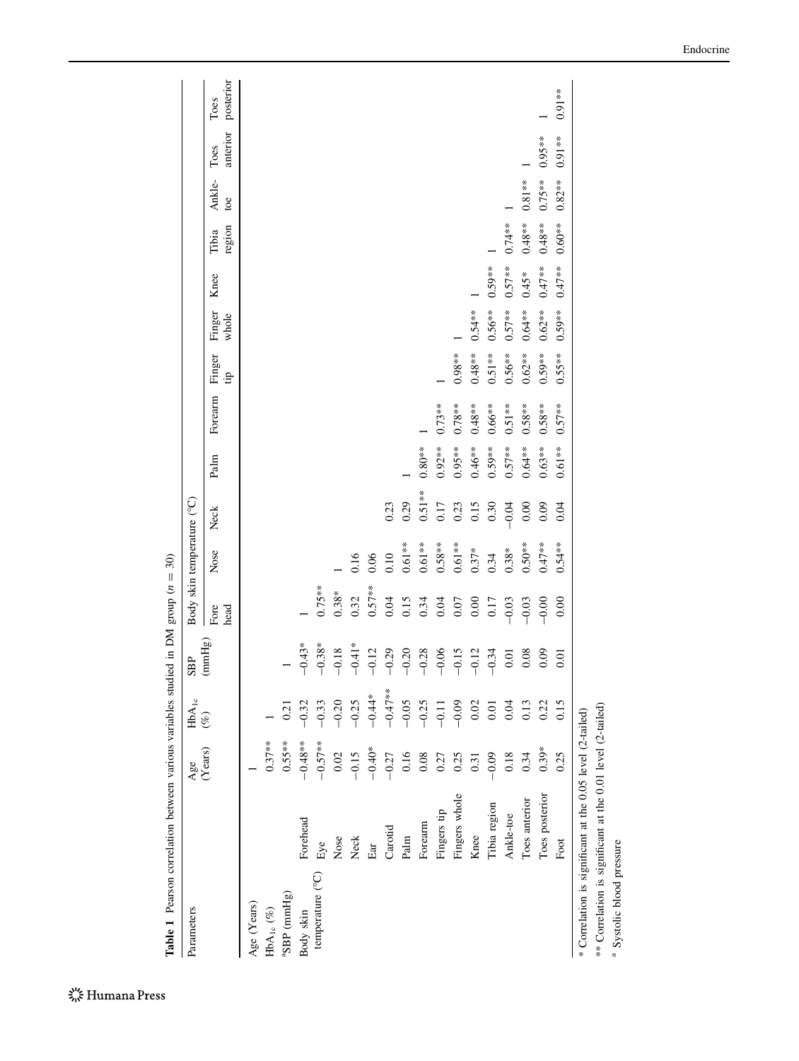**Table 1** Pearson correlation between various variables studied in DM group ($n = 30$)

| Parameters | | Age (Years) | $HbA_{1c}$ (%) | SBP (mmHg) | Body skin temperature (°C) | | | | | | | | | | | | | |
|---|---|---|---|---|---|---|---|---|---|---|---|---|---|---|---|---|---|---|
| | | | | | Fore head | Nose | Neck | Palm | Forearm | Finger tip | Finger whole | Knee | Tibia region | Ankle-toe | Toes anterior | Toes posterior | | |
| Age (Years) | | 1 | | | | | | | | | | | | | | | | |
| $HbA_{1c}$ (%) | | 0.37** | 1 | | | | | | | | | | | | | | | |
| [a]SBP (mmHg) | | 0.55** | 0.21 | 1 | | | | | | | | | | | | | | |
| Body skin temperature (°C) | Forehead | −0.48** | −0.32 | −0.43* | 1 | | | | | | | | | | | | | |
| | Eye | −0.57** | −0.33 | −0.38* | 0.75** | | | | | | | | | | | | | |
| | Nose | 0.02 | −0.20 | −0.18 | 0.38* | 1 | | | | | | | | | | | | |
| | Neck | −0.15 | −0.25 | −0.41* | 0.32 | 0.16 | | | | | | | | | | | | |
| | Ear | −0.40* | −0.44* | −0.12 | 0.57** | 0.06 | | | | | | | | | | | | |
| | Carotid | −0.27 | −0.47** | −0.29 | 0.04 | 0.10 | 0.23 | | | | | | | | | | | |
| | Palm | 0.16 | −0.05 | −0.20 | 0.15 | 0.61** | 0.29 | 1 | | | | | | | | | | |
| | Forearm | 0.08 | −0.25 | −0.28 | 0.34 | 0.61** | 0.51** | 0.80** | 1 | | | | | | | | | |
| | Fingers tip | 0.27 | −0.11 | −0.06 | 0.04 | 0.58** | 0.17 | 0.92** | 0.73** | 1 | | | | | | | | |
| | Fingers whole | 0.25 | −0.09 | −0.15 | 0.07 | 0.61** | 0.23 | 0.95** | 0.78** | 0.98** | 1 | | | | | | | |
| | Knee | 0.31 | 0.02 | −0.12 | 0.00 | 0.37* | 0.15 | 0.46** | 0.48** | 0.48** | 0.54** | 1 | | | | | | |
| | Tibia region | −0.09 | 0.01 | −0.34 | 0.17 | 0.34 | 0.30 | 0.59** | 0.66** | 0.51** | 0.56** | 0.59** | 1 | | | | | |
| | Ankle-toe | 0.18 | 0.04 | 0.01 | −0.03 | 0.38* | −0.04 | 0.57** | 0.51** | 0.56** | 0.57** | 0.57** | 0.74** | 1 | | | | |
| | Toes anterior | 0.34 | 0.13 | 0.08 | −0.03 | 0.50** | 0.00 | 0.64** | 0.58** | 0.62** | 0.64** | 0.45* | 0.48** | 0.81** | 1 | | | |
| | Toes posterior | 0.39* | 0.22 | 0.09 | −0.00 | 0.47** | 0.09 | 0.63** | 0.58** | 0.59** | 0.62** | 0.47** | 0.48** | 0.75** | 0.95** | 1 | | |
| | Foot | 0.25 | 0.15 | 0.01 | 0.00 | 0.54** | 0.04 | 0.61** | 0.57** | 0.55** | 0.59** | 0.47** | 0.60** | 0.82** | 0.91** | 0.91** | | |

\* Correlation is significant at the 0.05 level (2-tailed)

\*\* Correlation is significant at the 0.01 level (2-tailed)

[a] Systolic blood pressure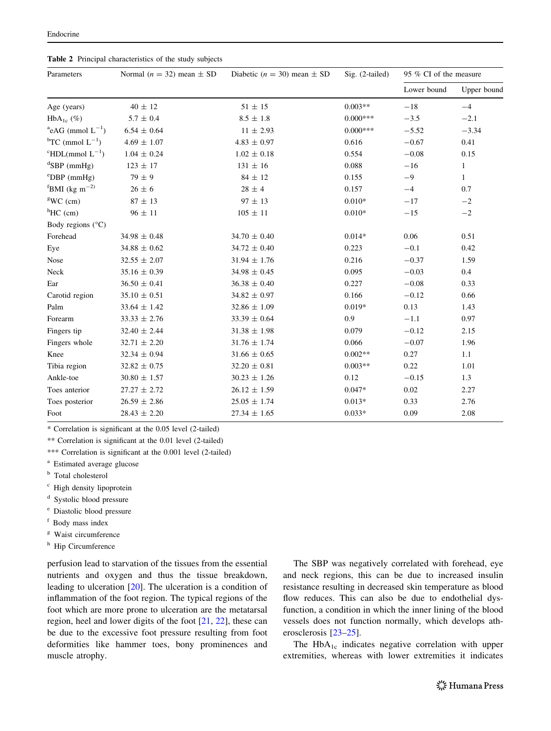**Table 2** Principal characteristics of the study subjects

| Parameters | Normal ($n$ = 32) mean ± SD | Diabetic ($n$ = 30) mean ± SD | Sig. (2-tailed) | 95 % CI of the measure | |
|---|---|---|---|---|---|
| | | | | Lower bound | Upper bound |
| Age (years) | 40 ± 12 | 51 ± 15 | 0.003** | −18 | −4 |
| $HbA_{1c}$ (%) | 5.7 ± 0.4 | 8.5 ± 1.8 | 0.000*** | −3.5 | −2.1 |
| [a]eAG (mmol $L^{-1}$) | 6.54 ± 0.64 | 11 ± 2.93 | 0.000*** | −5.52 | −3.34 |
| [b]TC (mmol $L^{-1}$) | 4.69 ± 1.07 | 4.83 ± 0.97 | 0.616 | −0.67 | 0.41 |
| [c]HDL(mmol $L^{-1}$) | 1.04 ± 0.24 | 1.02 ± 0.18 | 0.554 | −0.08 | 0.15 |
| [d]SBP (mmHg) | 123 ± 17 | 131 ± 16 | 0.088 | −16 | 1 |
| [e]DBP (mmHg) | 79 ± 9 | 84 ± 12 | 0.155 | −9 | 1 |
| [f]BMI (kg $m^{-2}$) | 26 ± 6 | 28 ± 4 | 0.157 | −4 | 0.7 |
| [g]WC (cm) | 87 ± 13 | 97 ± 13 | 0.010* | −17 | −2 |
| [h]HC (cm) | 96 ± 11 | 105 ± 11 | 0.010* | −15 | −2 |
| Body regions (°C) | | | | | |
| Forehead | 34.98 ± 0.48 | 34.70 ± 0.40 | 0.014* | 0.06 | 0.51 |
| Eye | 34.88 ± 0.62 | 34.72 ± 0.40 | 0.223 | −0.1 | 0.42 |
| Nose | 32.55 ± 2.07 | 31.94 ± 1.76 | 0.216 | −0.37 | 1.59 |
| Neck | 35.16 ± 0.39 | 34.98 ± 0.45 | 0.095 | −0.03 | 0.4 |
| Ear | 36.50 ± 0.41 | 36.38 ± 0.40 | 0.227 | −0.08 | 0.33 |
| Carotid region | 35.10 ± 0.51 | 34.82 ± 0.97 | 0.166 | −0.12 | 0.66 |
| Palm | 33.64 ± 1.42 | 32.86 ± 1.09 | 0.019* | 0.13 | 1.43 |
| Forearm | 33.33 ± 2.76 | 33.39 ± 0.64 | 0.9 | −1.1 | 0.97 |
| Fingers tip | 32.40 ± 2.44 | 31.38 ± 1.98 | 0.079 | −0.12 | 2.15 |
| Fingers whole | 32.71 ± 2.20 | 31.76 ± 1.74 | 0.066 | −0.07 | 1.96 |
| Knee | 32.34 ± 0.94 | 31.66 ± 0.65 | 0.002** | 0.27 | 1.1 |
| Tibia region | 32.82 ± 0.75 | 32.20 ± 0.81 | 0.003** | 0.22 | 1.01 |
| Ankle-toe | 30.80 ± 1.57 | 30.23 ± 1.26 | 0.12 | −0.15 | 1.3 |
| Toes anterior | 27.27 ± 2.72 | 26.12 ± 1.59 | 0.047* | 0.02 | 2.27 |
| Toes posterior | 26.59 ± 2.86 | 25.05 ± 1.74 | 0.013* | 0.33 | 2.76 |
| Foot | 28.43 ± 2.20 | 27.34 ± 1.65 | 0.033* | 0.09 | 2.08 |

* Correlation is significant at the 0.05 level (2-tailed)

** Correlation is significant at the 0.01 level (2-tailed)

*** Correlation is significant at the 0.001 level (2-tailed)

[a] Estimated average glucose

[b] Total cholesterol

[c] High density lipoprotein

[d] Systolic blood pressure

[e] Diastolic blood pressure

[f] Body mass index

[g] Waist circumference

[h] Hip Circumference

perfusion lead to starvation of the tissues from the essential nutrients and oxygen and thus the tissue breakdown, leading to ulceration [20]. The ulceration is a condition of inflammation of the foot region. The typical regions of the foot which are more prone to ulceration are the metatarsal region, heel and lower digits of the foot [21, 22], these can be due to the excessive foot pressure resulting from foot deformities like hammer toes, bony prominences and muscle atrophy.

The SBP was negatively correlated with forehead, eye and neck regions, this can be due to increased insulin resistance resulting in decreased skin temperature as blood flow reduces. This can also be due to endothelial dysfunction, a condition in which the inner lining of the blood vessels does not function normally, which develops atherosclerosis [23–25].

The $HbA_{1c}$ indicates negative correlation with upper extremities, whereas with lower extremities it indicates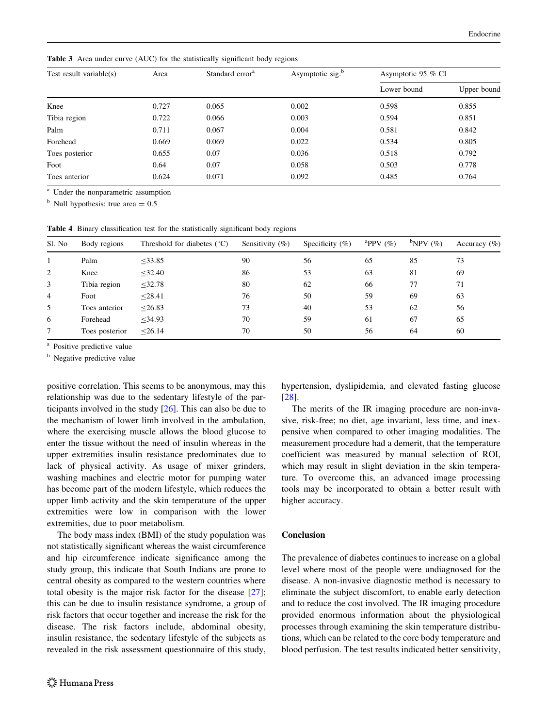**Table 3** Area under curve (AUC) for the statistically significant body regions

| Test result variable(s) | Area | Standard error[a] | Asymptotic sig.[b] | Asymptotic 95 % CI | |
|---|---|---|---|---|---|
| | | | | Lower bound | Upper bound |
| Knee | 0.727 | 0.065 | 0.002 | 0.598 | 0.855 |
| Tibia region | 0.722 | 0.066 | 0.003 | 0.594 | 0.851 |
| Palm | 0.711 | 0.067 | 0.004 | 0.581 | 0.842 |
| Forehead | 0.669 | 0.069 | 0.022 | 0.534 | 0.805 |
| Toes posterior | 0.655 | 0.07 | 0.036 | 0.518 | 0.792 |
| Foot | 0.64 | 0.07 | 0.058 | 0.503 | 0.778 |
| Toes anterior | 0.624 | 0.071 | 0.092 | 0.485 | 0.764 |

[a] Under the nonparametric assumption

[b] Null hypothesis: true area = 0.5

**Table 4** Binary classification test for the statistically significant body regions

| Sl. No | Body regions | Threshold for diabetes (°C) | Sensitivity (%) | Specificity (%) | [a]PPV (%) | [b]NPV (%) | Accuracy (%) |
|---|---|---|---|---|---|---|---|
| 1 | Palm | ≤33.85 | 90 | 56 | 65 | 85 | 73 |
| 2 | Knee | ≤32.40 | 86 | 53 | 63 | 81 | 69 |
| 3 | Tibia region | ≤32.78 | 80 | 62 | 66 | 77 | 71 |
| 4 | Foot | ≤28.41 | 76 | 50 | 59 | 69 | 63 |
| 5 | Toes anterior | ≤26.83 | 73 | 40 | 53 | 62 | 56 |
| 6 | Forehead | ≤34.93 | 70 | 59 | 61 | 67 | 65 |
| 7 | Toes posterior | ≤26.14 | 70 | 50 | 56 | 64 | 60 |

[a] Positive predictive value

[b] Negative predictive value

positive correlation. This seems to be anonymous, may this relationship was due to the sedentary lifestyle of the participants involved in the study [26]. This can also be due to the mechanism of lower limb involved in the ambulation, where the exercising muscle allows the blood glucose to enter the tissue without the need of insulin whereas in the upper extremities insulin resistance predominates due to lack of physical activity. As usage of mixer grinders, washing machines and electric motor for pumping water has become part of the modern lifestyle, which reduces the upper limb activity and the skin temperature of the upper extremities were low in comparison with the lower extremities, due to poor metabolism.

The body mass index (BMI) of the study population was not statistically significant whereas the waist circumference and hip circumference indicate significance among the study group, this indicate that South Indians are prone to central obesity as compared to the western countries where total obesity is the major risk factor for the disease [27]; this can be due to insulin resistance syndrome, a group of risk factors that occur together and increase the risk for the disease. The risk factors include, abdominal obesity, insulin resistance, the sedentary lifestyle of the subjects as revealed in the risk assessment questionnaire of this study, hypertension, dyslipidemia, and elevated fasting glucose [28].

The merits of the IR imaging procedure are non-invasive, risk-free; no diet, age invariant, less time, and inexpensive when compared to other imaging modalities. The measurement procedure had a demerit, that the temperature coefficient was measured by manual selection of ROI, which may result in slight deviation in the skin temperature. To overcome this, an advanced image processing tools may be incorporated to obtain a better result with higher accuracy.

## Conclusion

The prevalence of diabetes continues to increase on a global level where most of the people were undiagnosed for the disease. A non-invasive diagnostic method is necessary to eliminate the subject discomfort, to enable early detection and to reduce the cost involved. The IR imaging procedure provided enormous information about the physiological processes through examining the skin temperature distributions, which can be related to the core body temperature and blood perfusion. The test results indicated better sensitivity,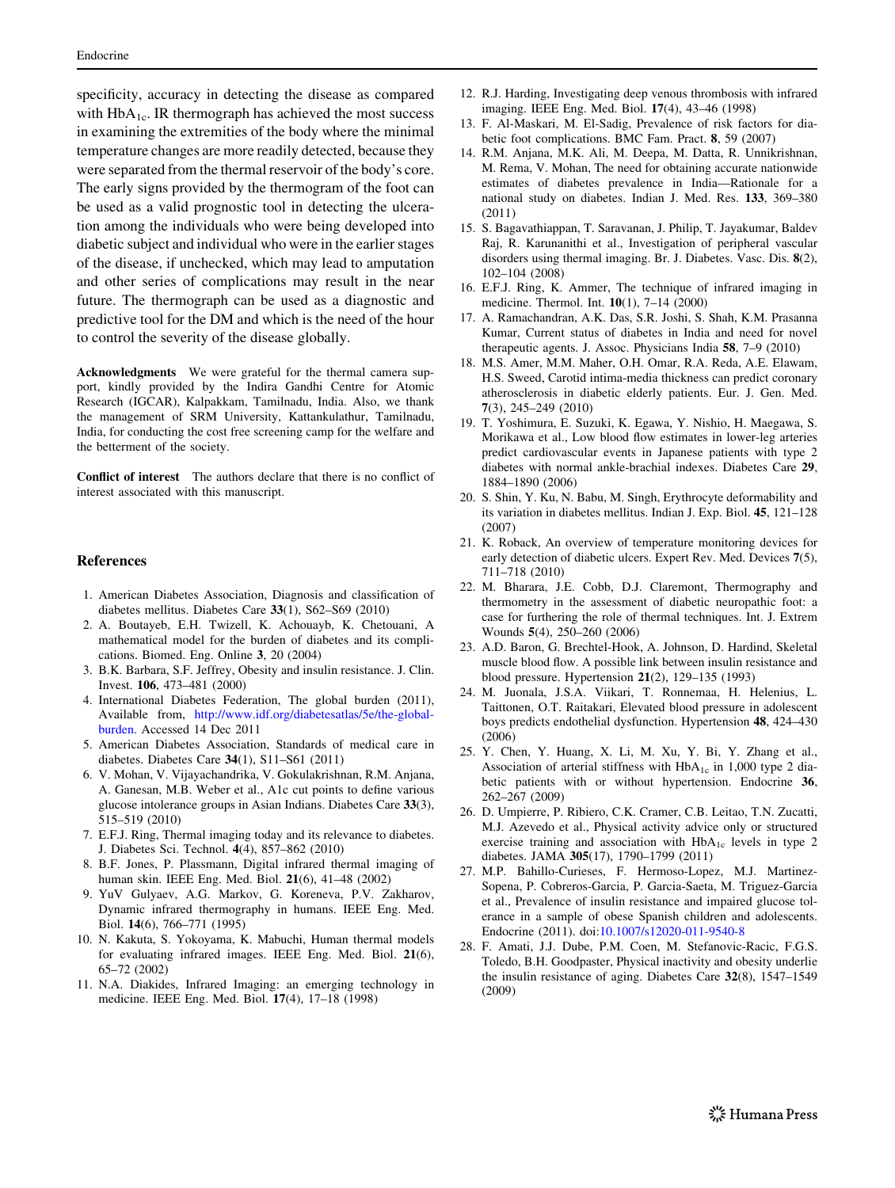specificity, accuracy in detecting the disease as compared with $HbA_{1c}$. IR thermograph has achieved the most success in examining the extremities of the body where the minimal temperature changes are more readily detected, because they were separated from the thermal reservoir of the body's core. The early signs provided by the thermogram of the foot can be used as a valid prognostic tool in detecting the ulceration among the individuals who were being developed into diabetic subject and individual who were in the earlier stages of the disease, if unchecked, which may lead to amputation and other series of complications may result in the near future. The thermograph can be used as a diagnostic and predictive tool for the DM and which is the need of the hour to control the severity of the disease globally.

**Acknowledgments** We were grateful for the thermal camera support, kindly provided by the Indira Gandhi Centre for Atomic Research (IGCAR), Kalpakkam, Tamilnadu, India. Also, we thank the management of SRM University, Kattankulathur, Tamilnadu, India, for conducting the cost free screening camp for the welfare and the betterment of the society.

**Conflict of interest** The authors declare that there is no conflict of interest associated with this manuscript.

## References

1. American Diabetes Association, Diagnosis and classification of diabetes mellitus. Diabetes Care **33**(1), S62–S69 (2010)
2. A. Boutayeb, E.H. Twizell, K. Achouayb, K. Chetouani, A mathematical model for the burden of diabetes and its complications. Biomed. Eng. Online **3**, 20 (2004)
3. B.K. Barbara, S.F. Jeffrey, Obesity and insulin resistance. J. Clin. Invest. **106**, 473–481 (2000)
4. International Diabetes Federation, The global burden (2011), Available from, http://www.idf.org/diabetesatlas/5e/the-global-burden. Accessed 14 Dec 2011
5. American Diabetes Association, Standards of medical care in diabetes. Diabetes Care **34**(1), S11–S61 (2011)
6. V. Mohan, V. Vijayachandrika, V. Gokulakrishnan, R.M. Anjana, A. Ganesan, M.B. Weber et al., A1c cut points to define various glucose intolerance groups in Asian Indians. Diabetes Care **33**(3), 515–519 (2010)
7. E.F.J. Ring, Thermal imaging today and its relevance to diabetes. J. Diabetes Sci. Technol. **4**(4), 857–862 (2010)
8. B.F. Jones, P. Plassmann, Digital infrared thermal imaging of human skin. IEEE Eng. Med. Biol. **21**(6), 41–48 (2002)
9. YuV Gulyaev, A.G. Markov, G. Koreneva, P.V. Zakharov, Dynamic infrared thermography in humans. IEEE Eng. Med. Biol. **14**(6), 766–771 (1995)
10. N. Kakuta, S. Yokoyama, K. Mabuchi, Human thermal models for evaluating infrared images. IEEE Eng. Med. Biol. **21**(6), 65–72 (2002)
11. N.A. Diakides, Infrared Imaging: an emerging technology in medicine. IEEE Eng. Med. Biol. **17**(4), 17–18 (1998)
12. R.J. Harding, Investigating deep venous thrombosis with infrared imaging. IEEE Eng. Med. Biol. **17**(4), 43–46 (1998)
13. F. Al-Maskari, M. El-Sadig, Prevalence of risk factors for diabetic foot complications. BMC Fam. Pract. **8**, 59 (2007)
14. R.M. Anjana, M.K. Ali, M. Deepa, M. Datta, R. Unnikrishnan, M. Rema, V. Mohan, The need for obtaining accurate nationwide estimates of diabetes prevalence in India—Rationale for a national study on diabetes. Indian J. Med. Res. **133**, 369–380 (2011)
15. S. Bagavathiappan, T. Saravanan, J. Philip, T. Jayakumar, Baldev Raj, R. Karunanithi et al., Investigation of peripheral vascular disorders using thermal imaging. Br. J. Diabetes. Vasc. Dis. **8**(2), 102–104 (2008)
16. E.F.J. Ring, K. Ammer, The technique of infrared imaging in medicine. Thermol. Int. **10**(1), 7–14 (2000)
17. A. Ramachandran, A.K. Das, S.R. Joshi, S. Shah, K.M. Prasanna Kumar, Current status of diabetes in India and need for novel therapeutic agents. J. Assoc. Physicians India **58**, 7–9 (2010)
18. M.S. Amer, M.M. Maher, O.H. Omar, R.A. Reda, A.E. Elawam, H.S. Sweed, Carotid intima-media thickness can predict coronary atherosclerosis in diabetic elderly patients. Eur. J. Gen. Med. **7**(3), 245–249 (2010)
19. T. Yoshimura, E. Suzuki, K. Egawa, Y. Nishio, H. Maegawa, S. Morikawa et al., Low blood flow estimates in lower-leg arteries predict cardiovascular events in Japanese patients with type 2 diabetes with normal ankle-brachial indexes. Diabetes Care **29**, 1884–1890 (2006)
20. S. Shin, Y. Ku, N. Babu, M. Singh, Erythrocyte deformability and its variation in diabetes mellitus. Indian J. Exp. Biol. **45**, 121–128 (2007)
21. K. Roback, An overview of temperature monitoring devices for early detection of diabetic ulcers. Expert Rev. Med. Devices **7**(5), 711–718 (2010)
22. M. Bharara, J.E. Cobb, D.J. Claremont, Thermography and thermometry in the assessment of diabetic neuropathic foot: a case for furthering the role of thermal techniques. Int. J. Extrem Wounds **5**(4), 250–260 (2006)
23. A.D. Baron, G. Brechtel-Hook, A. Johnson, D. Hardind, Skeletal muscle blood flow. A possible link between insulin resistance and blood pressure. Hypertension **21**(2), 129–135 (1993)
24. M. Juonala, J.S.A. Viikari, T. Ronnemaa, H. Helenius, L. Taittonen, O.T. Raitakari, Elevated blood pressure in adolescent boys predicts endothelial dysfunction. Hypertension **48**, 424–430 (2006)
25. Y. Chen, Y. Huang, X. Li, M. Xu, Y. Bi, Y. Zhang et al., Association of arterial stiffness with $HbA_{1c}$ in 1,000 type 2 diabetic patients with or without hypertension. Endocrine **36**, 262–267 (2009)
26. D. Umpierre, P. Ribeiro, C.K. Cramer, C.B. Leitao, T.N. Zucatti, M.J. Azevedo et al., Physical activity advice only or structured exercise training and association with $HbA_{1c}$ levels in type 2 diabetes. JAMA **305**(17), 1790–1799 (2011)
27. M.P. Bahillo-Curieses, F. Hermoso-Lopez, M.J. Martinez-Sopena, P. Cobreros-Garcia, P. Garcia-Saeta, M. Triguez-Garcia et al., Prevalence of insulin resistance and impaired glucose tolerance in a sample of obese Spanish children and adolescents. Endocrine (2011). doi:10.1007/s12020-011-9540-8
28. F. Amati, J.J. Dube, P.M. Coen, M. Stefanovic-Racic, F.G.S. Toledo, B.H. Goodpaster, Physical inactivity and obesity underlie the insulin resistance of aging. Diabetes Care **32**(8), 1547–1549 (2009)